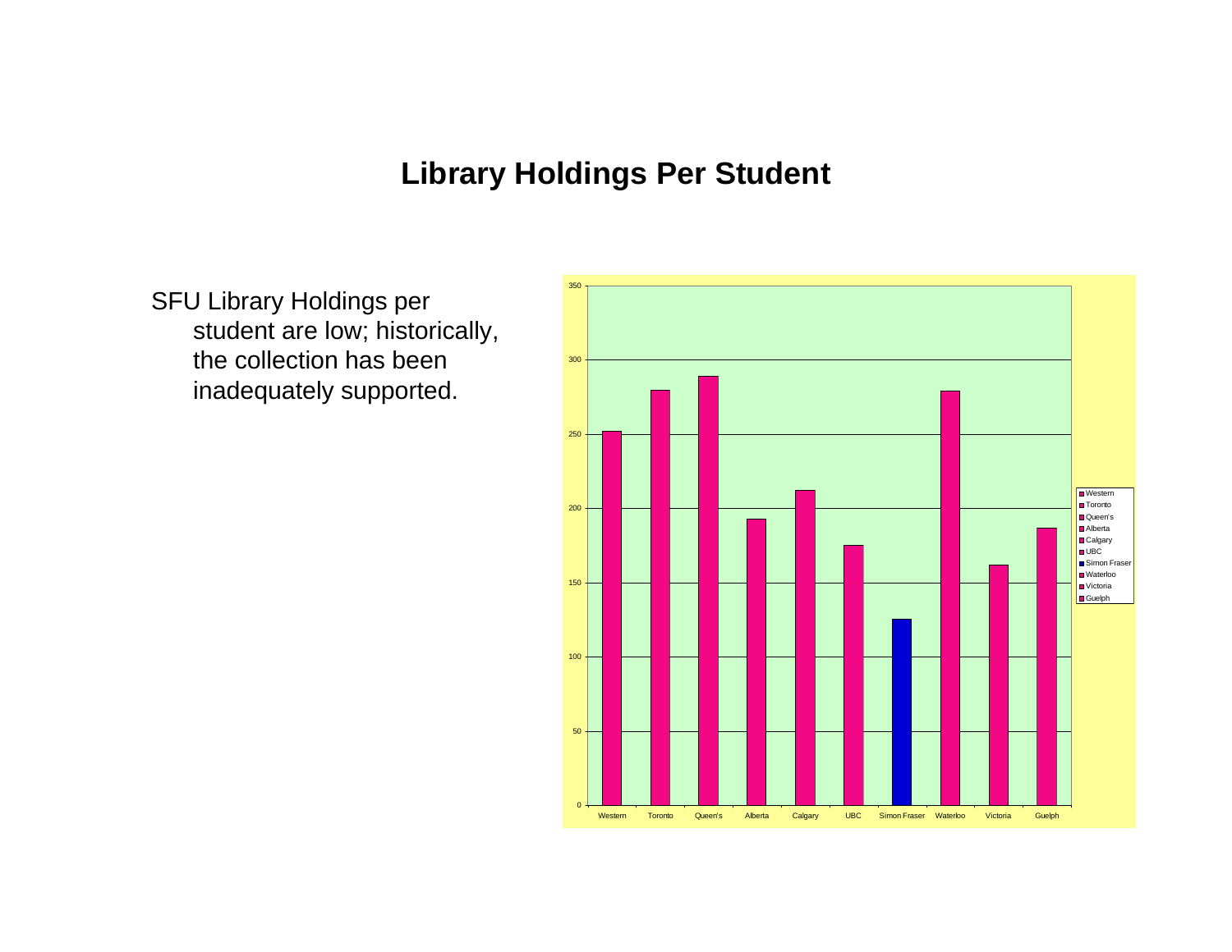# Library Holdings Per Student

SFU Library Holdings per student are low; historically, the collection has been inadequately supported.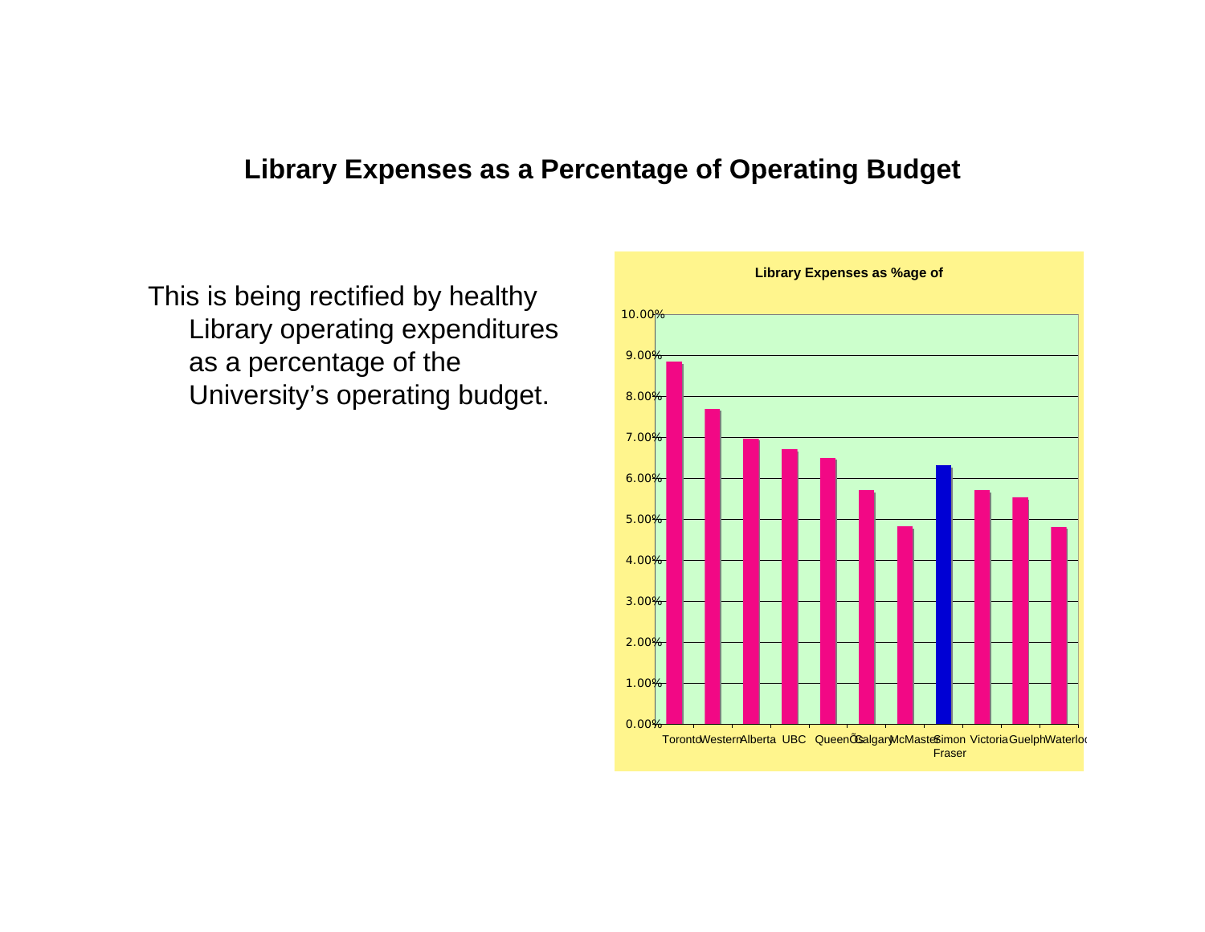# Library Expenses as a Percentage of Operating Budget

This is being rectified by healthy Library operating expenditures as a percentage of the University's operating budget.

**Library Expenses as %age of**

| University | Library Expenses (%) |
|---|---|
| Toronto | 8.85% |
| Western | 7.70% |
| Alberta | 6.97% |
| UBC | 6.71% |
| QueenÕs | 6.50% |
| Calgary | 5.72% |
| McMaster | 4.83% |
| Simon Fraser | 6.32% |
| Victoria | 5.72% |
| Guelph | 5.53% |
| Waterloo | 4.81% |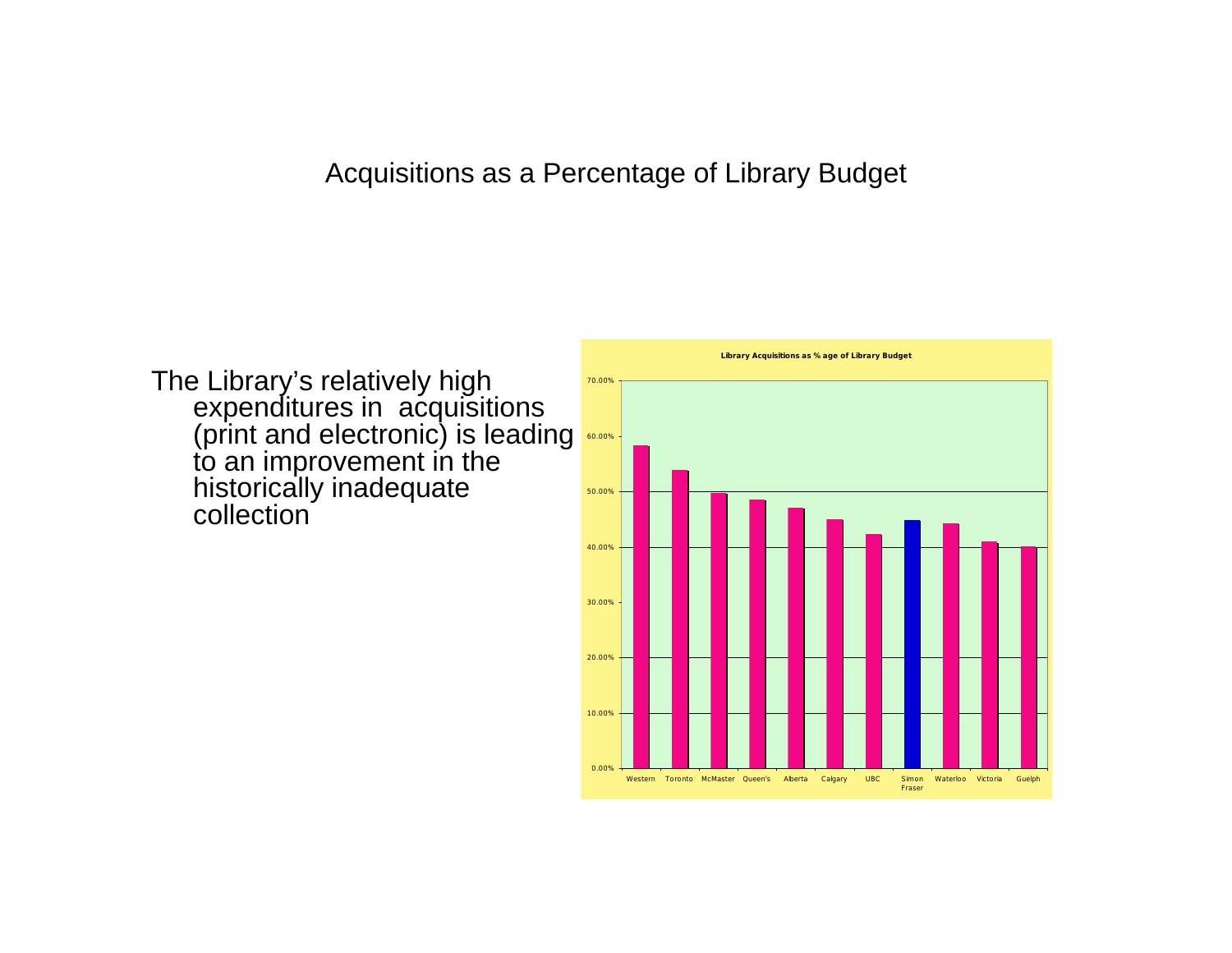# Acquisitions as a Percentage of Library Budget

The Library's relatively high expenditures in acquisitions (print and electronic) is leading to an improvement in the historically inadequate collection

**Library Acquisitions as % age of Library Budget**

| Institution | Acquisitions as % of Library Budget (approx.) |
| --- | --- |
| Western | 58% |
| Toronto | 54% |
| McMaster | 50% |
| Queen's | 48.5% |
| Alberta | 47% |
| Calgary | 45% |
| UBC | 42% |
| Simon Fraser | 45% |
| Waterloo | 44% |
| Victoria | 41% |
| Guelph | 40% |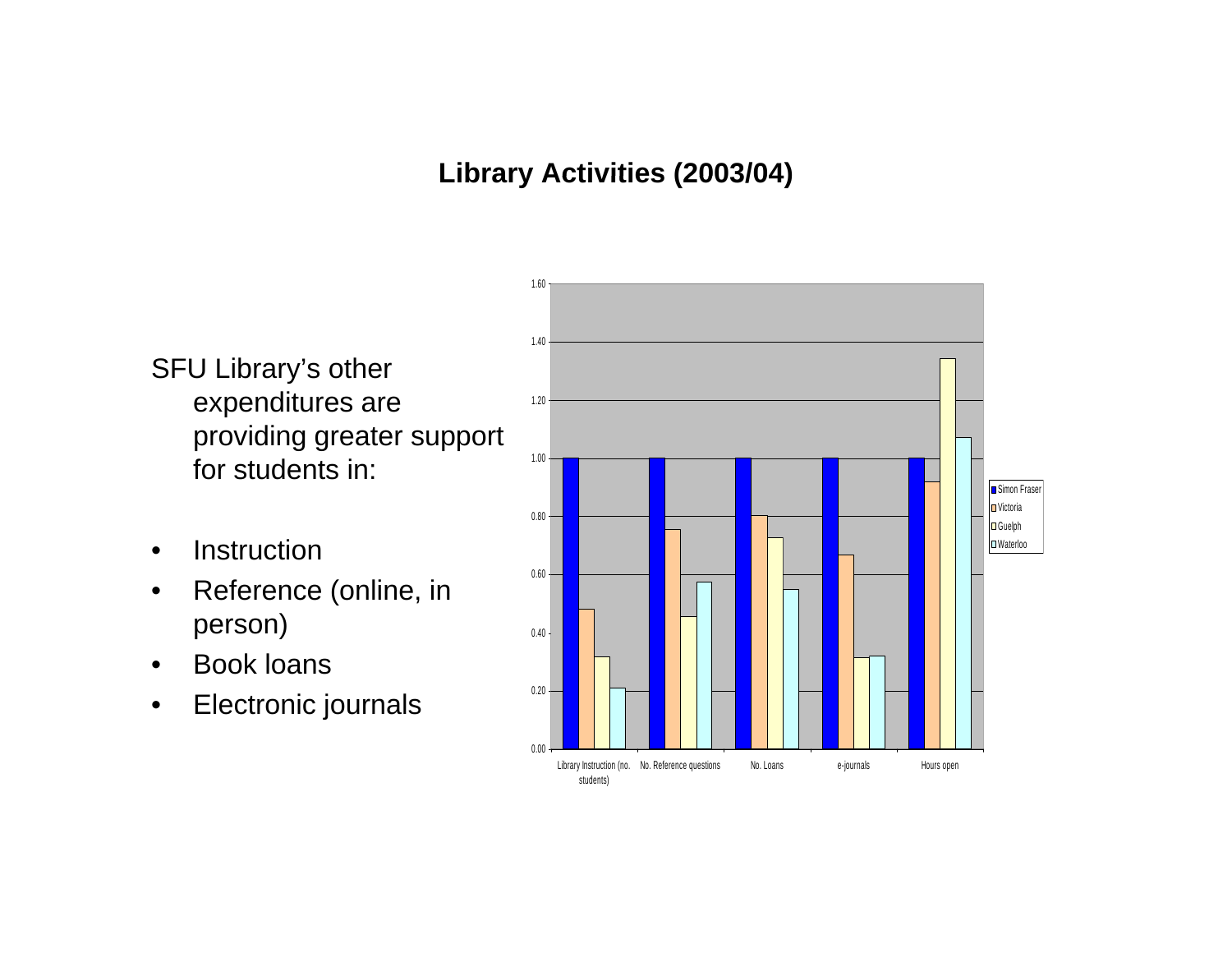# Library Activities (2003/04)

SFU Library's other expenditures are providing greater support for students in:

- Instruction
- Reference (online, in person)
- Book loans
- Electronic journals

1.60
1.40
1.20
1.00
0.80
0.60
0.40
0.20
0.00

Library Instruction (no. students)
No. Reference questions
No. Loans
e-journals
Hours open

Simon Fraser
Victoria
Guelph
Waterloo